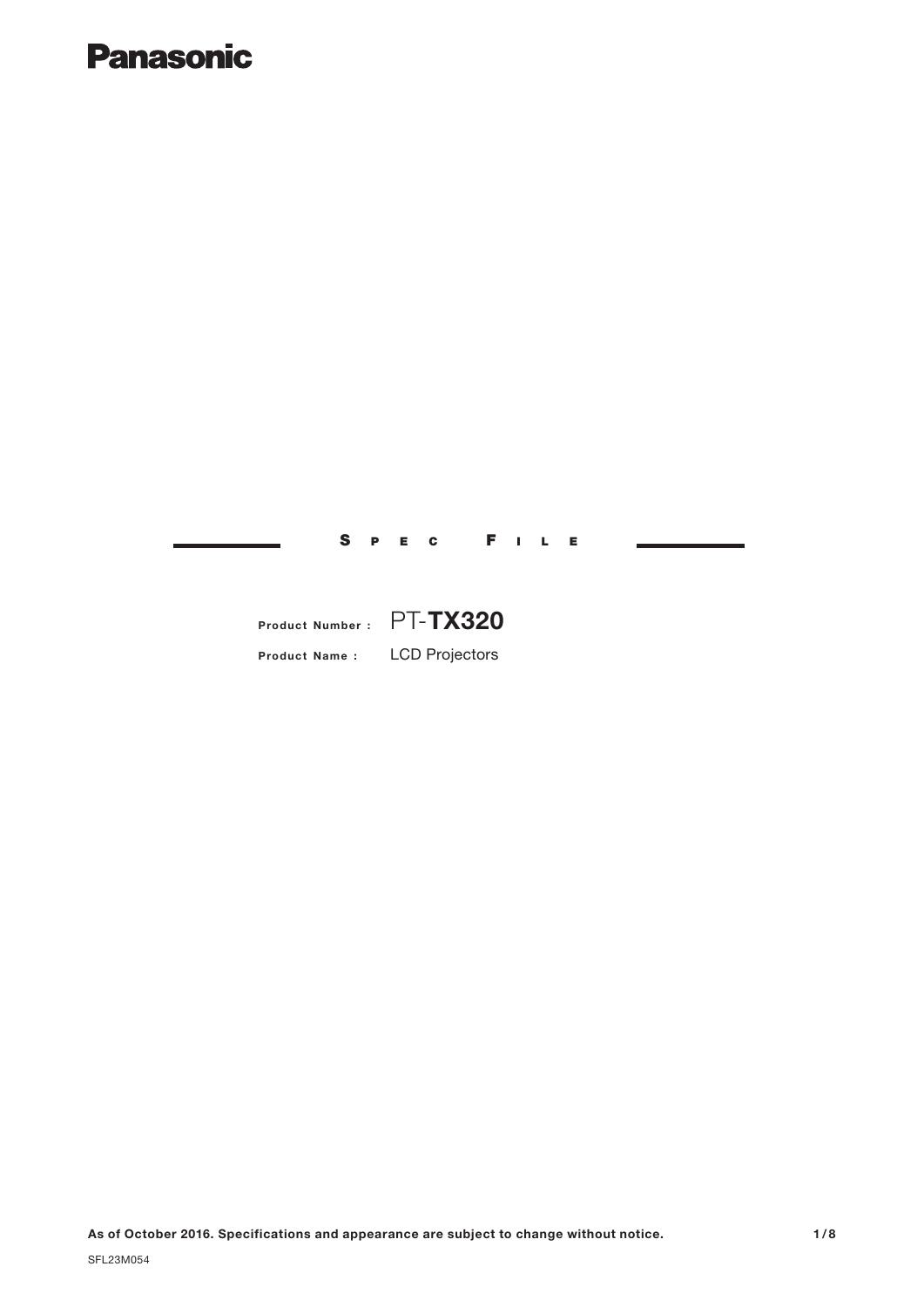**Panasonic**

# SPEC FILE

**Product Number :** PT-**TX320**

**Product Name :** LCD Projectors

**As of October 2016. Specifications and appearance are subject to change without notice.**

SFL23M054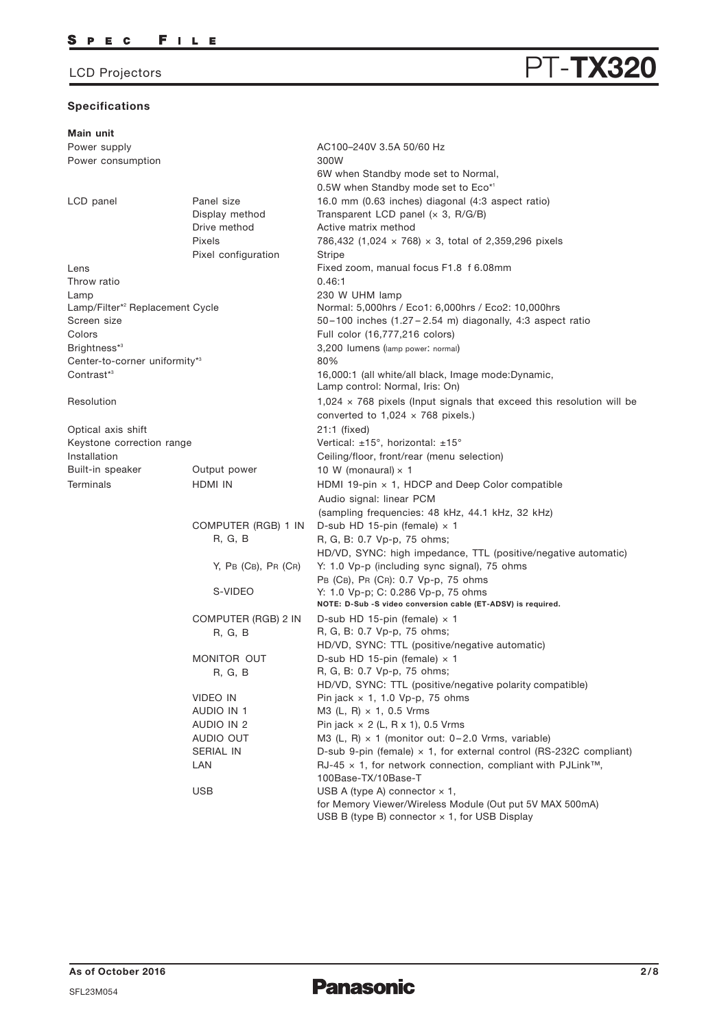LCD Projectors

# PT-**TX320**

## Specifications

### Main unit

| | | |
|---|---|---|
| Power supply | | AC100–240V 3.5A 50/60 Hz |
| Power consumption | | 300W<br>6W when Standby mode set to Normal,<br>0.5W when Standby mode set to Eco*1 |
| LCD panel | Panel size | 16.0 mm (0.63 inches) diagonal (4:3 aspect ratio) |
| | Display method | Transparent LCD panel (× 3, R/G/B) |
| | Drive method | Active matrix method |
| | Pixels | 786,432 (1,024 × 768) × 3, total of 2,359,296 pixels |
| | Pixel configuration | Stripe |
| Lens | | Fixed zoom, manual focus F1.8 f 6.08mm |
| Throw ratio | | 0.46:1 |
| Lamp | | 230 W UHM lamp |
| Lamp/Filter*2 Replacement Cycle | | Normal: 5,000hrs / Eco1: 6,000hrs / Eco2: 10,000hrs |
| Screen size | | 50–100 inches (1.27 – 2.54 m) diagonally, 4:3 aspect ratio |
| Colors | | Full color (16,777,216 colors) |
| Brightness*3 | | 3,200 lumens (lamp power: normal) |
| Center-to-corner uniformity*3 | | 80% |
| Contrast*3 | | 16,000:1 (all white/all black, Image mode:Dynamic,<br>Lamp control: Normal, Iris: On) |
| Resolution | | 1,024 × 768 pixels (Input signals that exceed this resolution will be converted to 1,024 × 768 pixels.) |
| Optical axis shift | | 21:1 (fixed) |
| Keystone correction range | | Vertical: ±15°, horizontal: ±15° |
| Installation | | Ceiling/floor, front/rear (menu selection) |
| Built-in speaker | Output power | 10 W (monaural) × 1 |
| Terminals | HDMI IN | HDMI 19-pin × 1, HDCP and Deep Color compatible<br>Audio signal: linear PCM<br>(sampling frequencies: 48 kHz, 44.1 kHz, 32 kHz) |
| | COMPUTER (RGB) 1 IN | D-sub HD 15-pin (female) × 1 |
| | R, G, B | R, G, B: 0.7 Vp-p, 75 ohms;<br>HD/VD, SYNC: high impedance, TTL (positive/negative automatic) |
| | Y, PB (CB), PR (CR) | Y: 1.0 Vp-p (including sync signal), 75 ohms<br>PB (CB), PR (CR): 0.7 Vp-p, 75 ohms |
| | S-VIDEO | Y: 1.0 Vp-p; C: 0.286 Vp-p, 75 ohms<br>**NOTE: D-Sub -S video conversion cable (ET-ADSV) is required.** |
| | COMPUTER (RGB) 2 IN | D-sub HD 15-pin (female) × 1 |
| | R, G, B | R, G, B: 0.7 Vp-p, 75 ohms;<br>HD/VD, SYNC: TTL (positive/negative automatic) |
| | MONITOR OUT | D-sub HD 15-pin (female) × 1 |
| | R, G, B | R, G, B: 0.7 Vp-p, 75 ohms;<br>HD/VD, SYNC: TTL (positive/negative polarity compatible) |
| | VIDEO IN | Pin jack × 1, 1.0 Vp-p, 75 ohms |
| | AUDIO IN 1 | M3 (L, R) × 1, 0.5 Vrms |
| | AUDIO IN 2 | Pin jack × 2 (L, R x 1), 0.5 Vrms |
| | AUDIO OUT | M3 (L, R) × 1 (monitor out: 0–2.0 Vrms, variable) |
| | SERIAL IN | D-sub 9-pin (female) × 1, for external control (RS-232C compliant) |
| | LAN | RJ-45 × 1, for network connection, compliant with PJLink™,<br>100Base-TX/10Base-T |
| | USB | USB A (type A) connector × 1,<br>for Memory Viewer/Wireless Module (Out put 5V MAX 500mA)<br>USB B (type B) connector × 1, for USB Display |

**As of October 2016**

SFL23M054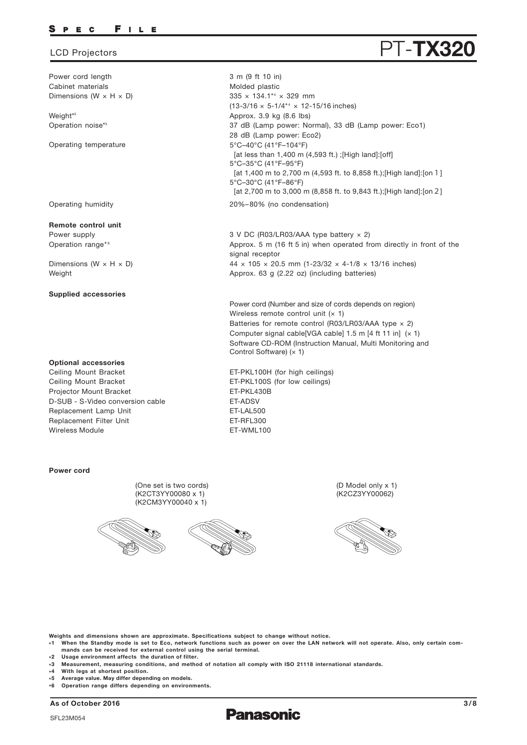# LCD Projectors PT-TX320

| | |
|---|---|
| Power cord length | 3 m (9 ft 10 in) |
| Cabinet materials | Molded plastic |
| Dimensions (W × H × D) | 335 × 134.1*4 × 329 mm (13-3/16 × 5-1/4*4 × 12-15/16 inches) |
| Weight*5 | Approx. 3.9 kg (8.6 lbs) |
| Operation noise*3 | 37 dB (Lamp power: Normal), 33 dB (Lamp power: Eco1) 28 dB (Lamp power: Eco2) |
| Operating temperature | 5°C–40°C (41°F–104°F) [at less than 1,400 m (4,593 ft.) ;[High land]:[off] 5°C–35°C (41°F–95°F) [at 1,400 m to 2,700 m (4,593 ft. to 8,858 ft.);[High land]:[on 1] 5°C–30°C (41°F–86°F) [at 2,700 m to 3,000 m (8,858 ft. to 9,843 ft.);[High land]:[on 2] |
| Operating humidity | 20%–80% (no condensation) |

**Remote control unit**

| | |
|---|---|
| Power supply | 3 V DC (R03/LR03/AAA type battery × 2) |
| Operation range*6 | Approx. 5 m (16 ft 5 in) when operated from directly in front of the signal receptor |
| Dimensions (W × H × D) | 44 × 105 × 20.5 mm (1-23/32 × 4-1/8 × 13/16 inches) |
| Weight | Approx. 63 g (2.22 oz) (including batteries) |

**Supplied accessories**

Power cord (Number and size of cords depends on region)
Wireless remote control unit (× 1)
Batteries for remote control (R03/LR03/AAA type × 2)
Computer signal cable[VGA cable] 1.5 m [4 ft 11 in] (× 1)
Software CD-ROM (Instruction Manual, Multi Monitoring and Control Software) (× 1)

**Optional accessories**

| | |
|---|---|
| Ceiling Mount Bracket | ET-PKL100H (for high ceilings) |
| Ceiling Mount Bracket | ET-PKL100S (for low ceilings) |
| Projector Mount Bracket | ET-PKL430B |
| D-SUB - S-Video conversion cable | ET-ADSV |
| Replacement Lamp Unit | ET-LAL500 |
| Replacement Filter Unit | ET-RFL300 |
| Wireless Module | ET-WML100 |

**Power cord**

(One set is two cords)
(K2CT3YY00080 x 1)
(K2CM3YY00040 x 1)

(D Model only x 1)
(K2CZ3YY00062)

**Weights and dimensions shown are approximate. Specifications subject to change without notice.**

- *1 When the Standby mode is set to Eco, network functions such as power on over the LAN network will not operate. Also, only certain commands can be received for external control using the serial terminal.
- *2 Usage environment affects the duration of filter.
- *3 Measurement, measuring conditions, and method of notation all comply with ISO 21118 international standards.
- *4 With legs at shortest position.
- *5 Average value. May differ depending on models.
- *6 Operation range differs depending on environments.

As of October 2016

SFL23M054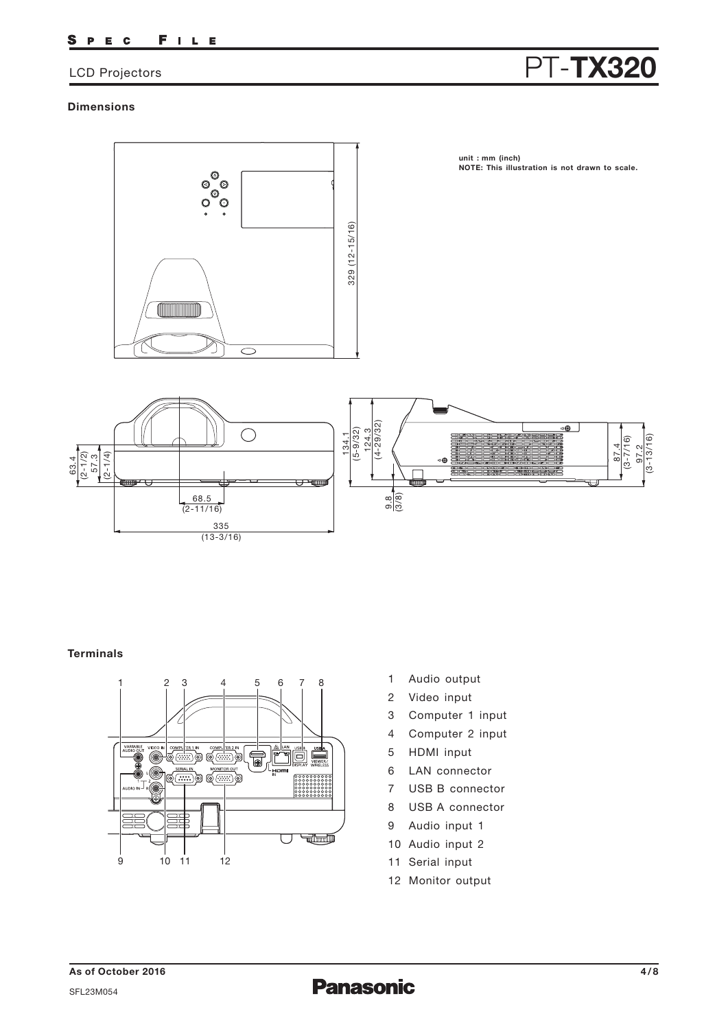# PT-TX320

LCD Projectors

### Dimensions

unit : mm (inch)
NOTE: This illustration is not drawn to scale.

### Terminals

1. Audio output
2. Video input
3. Computer 1 input
4. Computer 2 input
5. HDMI input
6. LAN connector
7. USB B connector
8. USB A connector
9. Audio input 1
10. Audio input 2
11. Serial input
12. Monitor output

As of October 2016

SFL23M054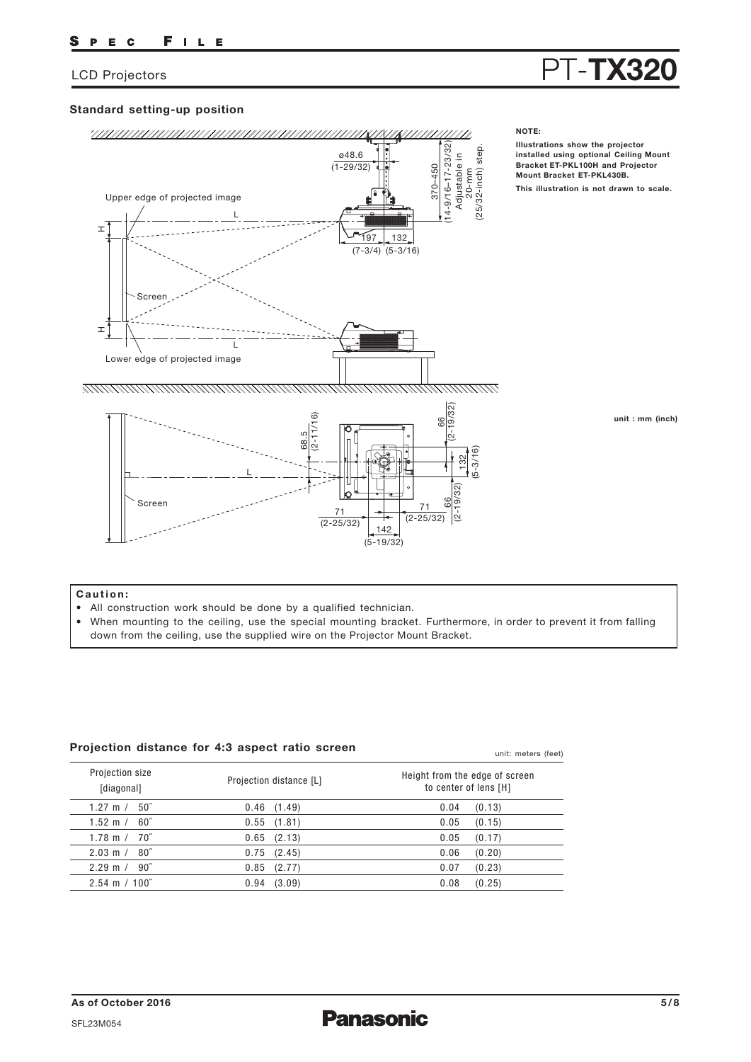## Standard setting-up position

**NOTE:**

**Illustrations show the projector installed using optional Ceiling Mount Bracket ET-PKL100H and Projector Mount Bracket ET-PKL430B.**

**This illustration is not drawn to scale.**

**unit : mm (inch)**

**Caution:**

- All construction work should be done by a qualified technician.
- When mounting to the ceiling, use the special mounting bracket. Furthermore, in order to prevent it from falling down from the ceiling, use the supplied wire on the Projector Mount Bracket.

## Projection distance for 4:3 aspect ratio screen

unit: meters (feet)

| Projection size [diagonal] | Projection distance [L] | Height from the edge of screen to center of lens [H] |
|---|---|---|
| 1.27 m / 50″ | 0.46 (1.49) | 0.04 (0.13) |
| 1.52 m / 60″ | 0.55 (1.81) | 0.05 (0.15) |
| 1.78 m / 70″ | 0.65 (2.13) | 0.05 (0.17) |
| 2.03 m / 80″ | 0.75 (2.45) | 0.06 (0.20) |
| 2.29 m / 90″ | 0.85 (2.77) | 0.07 (0.23) |
| 2.54 m / 100″ | 0.94 (3.09) | 0.08 (0.25) |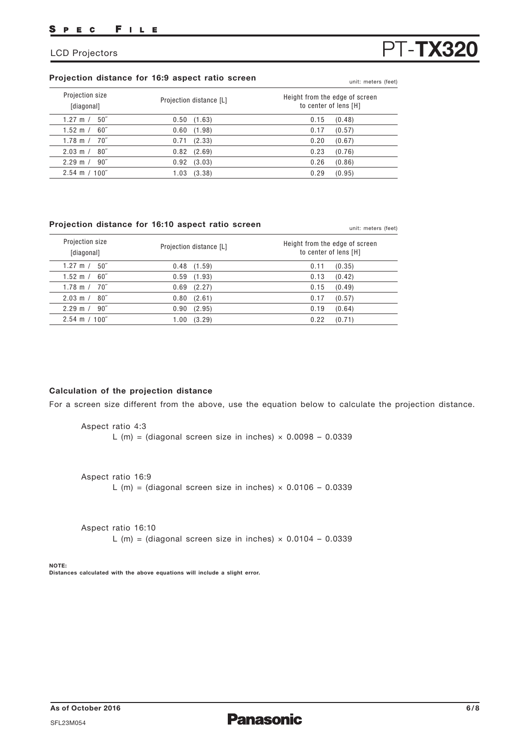## Projection distance for 16:9 aspect ratio screen

unit: meters (feet)

| Projection size [diagonal] | Projection distance [L] | Height from the edge of screen to center of lens [H] |
|---|---|---|
| 1.27 m / 50″ | 0.50 (1.63) | 0.15 (0.48) |
| 1.52 m / 60″ | 0.60 (1.98) | 0.17 (0.57) |
| 1.78 m / 70″ | 0.71 (2.33) | 0.20 (0.67) |
| 2.03 m / 80″ | 0.82 (2.69) | 0.23 (0.76) |
| 2.29 m / 90″ | 0.92 (3.03) | 0.26 (0.86) |
| 2.54 m / 100″ | 1.03 (3.38) | 0.29 (0.95) |

## Projection distance for 16:10 aspect ratio screen

unit: meters (feet)

| Projection size [diagonal] | Projection distance [L] | Height from the edge of screen to center of lens [H] |
|---|---|---|
| 1.27 m / 50″ | 0.48 (1.59) | 0.11 (0.35) |
| 1.52 m / 60″ | 0.59 (1.93) | 0.13 (0.42) |
| 1.78 m / 70″ | 0.69 (2.27) | 0.15 (0.49) |
| 2.03 m / 80″ | 0.80 (2.61) | 0.17 (0.57) |
| 2.29 m / 90″ | 0.90 (2.95) | 0.19 (0.64) |
| 2.54 m / 100″ | 1.00 (3.29) | 0.22 (0.71) |

### Calculation of the projection distance

For a screen size different from the above, use the equation below to calculate the projection distance.

Aspect ratio 4:3

L (m) = (diagonal screen size in inches) × 0.0098 – 0.0339

Aspect ratio 16:9

L (m) = (diagonal screen size in inches) × 0.0106 – 0.0339

Aspect ratio 16:10

L (m) = (diagonal screen size in inches) × 0.0104 – 0.0339

**NOTE:**
**Distances calculated with the above equations will include a slight error.**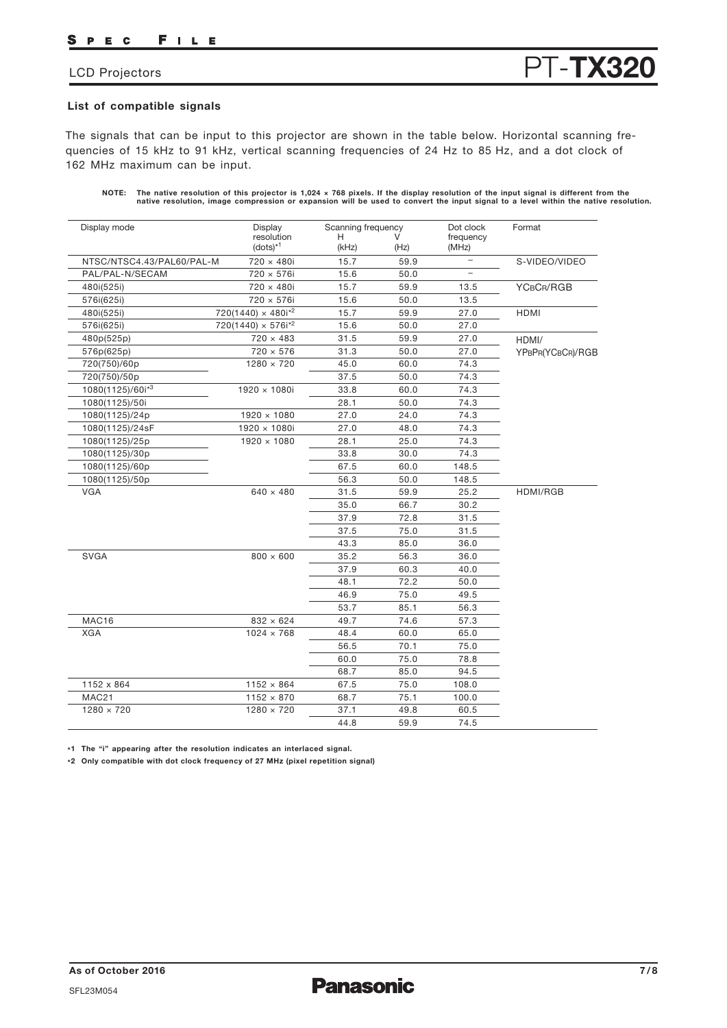## List of compatible signals

The signals that can be input to this projector are shown in the table below. Horizontal scanning frequencies of 15 kHz to 91 kHz, vertical scanning frequencies of 24 Hz to 85 Hz, and a dot clock of 162 MHz maximum can be input.

**NOTE: The native resolution of this projector is 1,024 × 768 pixels. If the display resolution of the input signal is different from the native resolution, image compression or expansion will be used to convert the input signal to a level within the native resolution.**

| Display mode | Display resolution (dots)[*1] | Scanning frequency H (kHz) | Scanning frequency V (Hz) | Dot clock frequency (MHz) | Format |
|---|---|---|---|---|---|
| NTSC/NTSC4.43/PAL60/PAL-M | 720 × 480i | 15.7 | 59.9 | – | S-VIDEO/VIDEO |
| PAL/PAL-N/SECAM | 720 × 576i | 15.6 | 50.0 | – | |
| 480i(525i) | 720 × 480i | 15.7 | 59.9 | 13.5 | YCBCR/RGB |
| 576i(625i) | 720 × 576i | 15.6 | 50.0 | 13.5 | |
| 480i(525i) | 720(1440) × 480i[*2] | 15.7 | 59.9 | 27.0 | HDMI |
| 576i(625i) | 720(1440) × 576i[*2] | 15.6 | 50.0 | 27.0 | |
| 480p(525p) | 720 × 483 | 31.5 | 59.9 | 27.0 | HDMI/ YPBPR(YCBCR)/RGB |
| 576p(625p) | 720 × 576 | 31.3 | 50.0 | 27.0 | |
| 720(750)/60p | 1280 × 720 | 45.0 | 60.0 | 74.3 | |
| 720(750)/50p | | 37.5 | 50.0 | 74.3 | |
| 1080(1125)/60i[*3] | 1920 × 1080i | 33.8 | 60.0 | 74.3 | |
| 1080(1125)/50i | | 28.1 | 50.0 | 74.3 | |
| 1080(1125)/24p | 1920 × 1080 | 27.0 | 24.0 | 74.3 | |
| 1080(1125)/24sF | 1920 × 1080i | 27.0 | 48.0 | 74.3 | |
| 1080(1125)/25p | 1920 × 1080 | 28.1 | 25.0 | 74.3 | |
| 1080(1125)/30p | | 33.8 | 30.0 | 74.3 | |
| 1080(1125)/60p | | 67.5 | 60.0 | 148.5 | |
| 1080(1125)/50p | | 56.3 | 50.0 | 148.5 | |
| VGA | 640 × 480 | 31.5 | 59.9 | 25.2 | HDMI/RGB |
| | | 35.0 | 66.7 | 30.2 | |
| | | 37.9 | 72.8 | 31.5 | |
| | | 37.5 | 75.0 | 31.5 | |
| | | 43.3 | 85.0 | 36.0 | |
| SVGA | 800 × 600 | 35.2 | 56.3 | 36.0 | |
| | | 37.9 | 60.3 | 40.0 | |
| | | 48.1 | 72.2 | 50.0 | |
| | | 46.9 | 75.0 | 49.5 | |
| | | 53.7 | 85.1 | 56.3 | |
| MAC16 | 832 × 624 | 49.7 | 74.6 | 57.3 | |
| XGA | 1024 × 768 | 48.4 | 60.0 | 65.0 | |
| | | 56.5 | 70.1 | 75.0 | |
| | | 60.0 | 75.0 | 78.8 | |
| | | 68.7 | 85.0 | 94.5 | |
| 1152 x 864 | 1152 × 864 | 67.5 | 75.0 | 108.0 | |
| MAC21 | 1152 × 870 | 68.7 | 75.1 | 100.0 | |
| 1280 × 720 | 1280 × 720 | 37.1 | 49.8 | 60.5 | |
| | | 44.8 | 59.9 | 74.5 | |

*1 The "i" appearing after the resolution indicates an interlaced signal.

*2 Only compatible with dot clock frequency of 27 MHz (pixel repetition signal)

As of October 2016

SFL23M054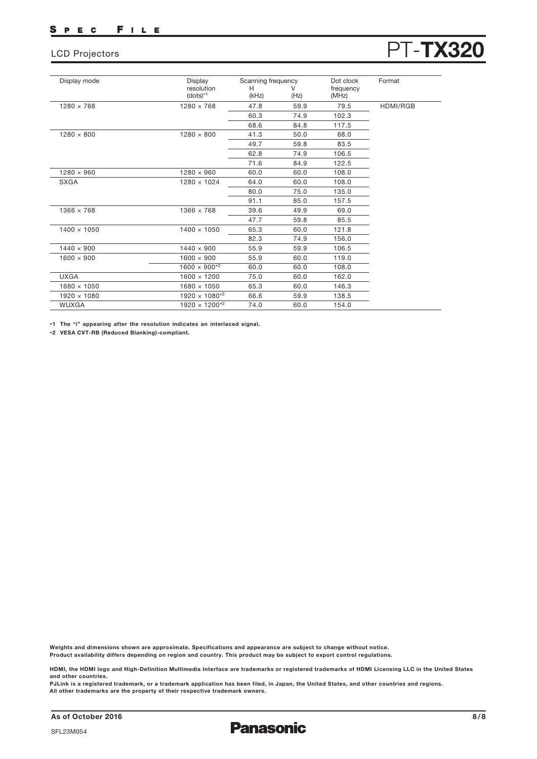| Display mode | Display resolution (dots)*1 | Scanning frequency H (kHz) | Scanning frequency V (Hz) | Dot clock frequency (MHz) | Format |
|---|---|---|---|---|---|
| 1280 × 768 | 1280 × 768 | 47.8 | 59.9 | 79.5 | HDMI/RGB |
| | | 60.3 | 74.9 | 102.3 | |
| | | 68.6 | 84.8 | 117.5 | |
| 1280 × 800 | 1280 × 800 | 41.3 | 50.0 | 68.0 | |
| | | 49.7 | 59.8 | 83.5 | |
| | | 62.8 | 74.9 | 106.5 | |
| | | 71.6 | 84.9 | 122.5 | |
| 1280 × 960 | 1280 × 960 | 60.0 | 60.0 | 108.0 | |
| SXGA | 1280 × 1024 | 64.0 | 60.0 | 108.0 | |
| | | 80.0 | 75.0 | 135.0 | |
| | | 91.1 | 85.0 | 157.5 | |
| 1366 × 768 | 1366 × 768 | 39.6 | 49.9 | 69.0 | |
| | | 47.7 | 59.8 | 85.5 | |
| 1400 × 1050 | 1400 × 1050 | 65.3 | 60.0 | 121.8 | |
| | | 82.3 | 74.9 | 156.0 | |
| 1440 × 900 | 1440 × 900 | 55.9 | 59.9 | 106.5 | |
| 1600 × 900 | 1600 × 900 | 55.9 | 60.0 | 119.0 | |
| | 1600 × 900*2 | 60.0 | 60.0 | 108.0 | |
| UXGA | 1600 × 1200 | 75.0 | 60.0 | 162.0 | |
| 1680 × 1050 | 1680 × 1050 | 65.3 | 60.0 | 146.3 | |
| 1920 × 1080 | 1920 × 1080*2 | 66.6 | 59.9 | 138.5 | |
| WUXGA | 1920 × 1200*2 | 74.0 | 60.0 | 154.0 | |

**\*1 The "i" appearing after the resolution indicates an interlaced signal.**

**\*2 VESA CVT-RB (Reduced Blanking)-compliant.**

**Weights and dimensions shown are approximate. Specifications and appearance are subject to change without notice.**
**Product availability differs depending on region and country. This product may be subject to export control regulations.**

**HDMI, the HDMI logo and High-Definition Multimedia Interface are trademarks or registered trademarks of HDMI Licensing LLC in the United States and other countries.**
**PJLink is a registered trademark, or a trademark application has been filed, in Japan, the United States, and other countries and regions.**
**All other trademarks are the property of their respective trademark owners.**

**As of October 2016**

SFL23M054